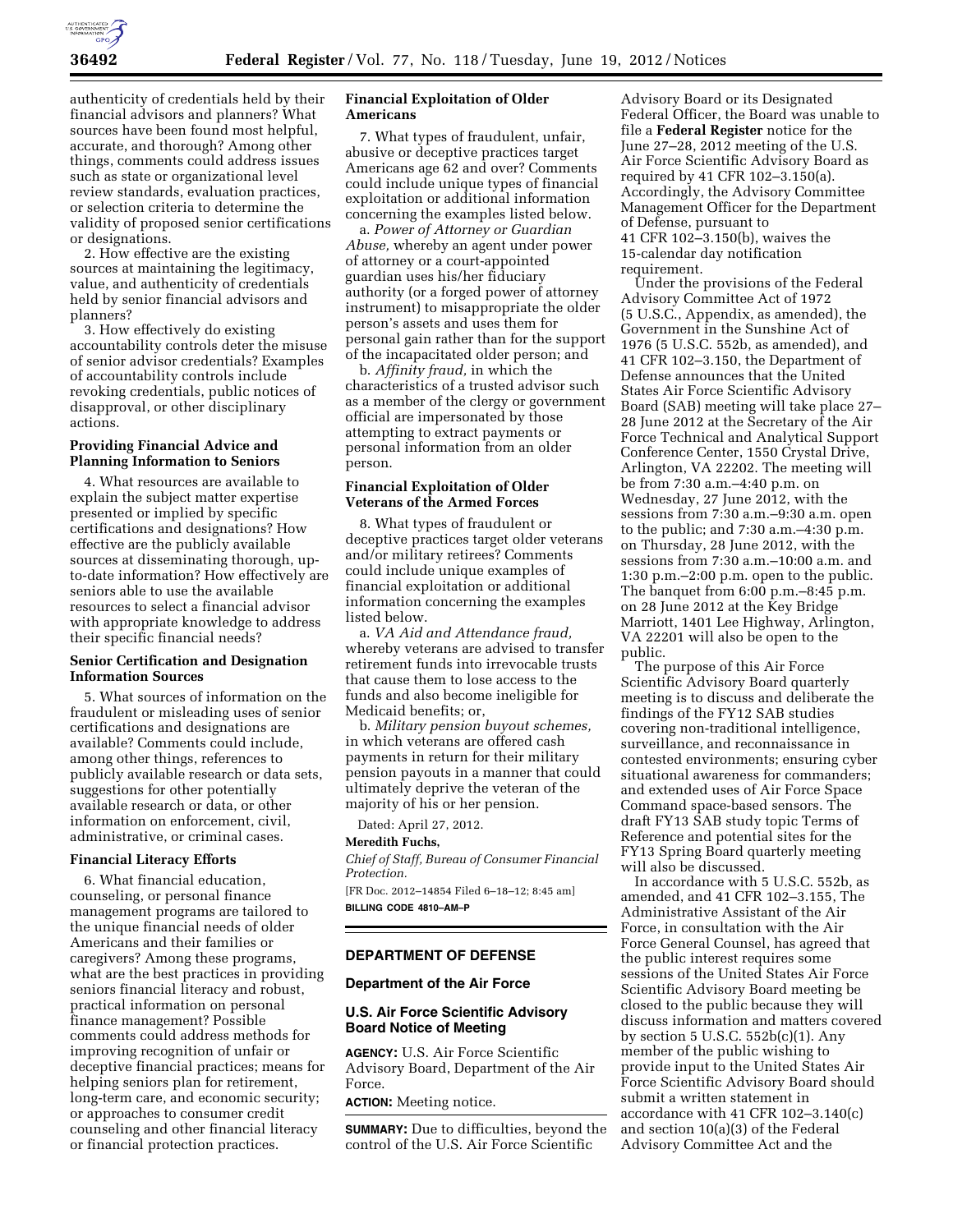authenticity of credentials held by their financial advisors and planners? What sources have been found most helpful, accurate, and thorough? Among other things, comments could address issues such as state or organizational level review standards, evaluation practices, or selection criteria to determine the validity of proposed senior certifications or designations.

2. How effective are the existing sources at maintaining the legitimacy, value, and authenticity of credentials held by senior financial advisors and planners?

3. How effectively do existing accountability controls deter the misuse of senior advisor credentials? Examples of accountability controls include revoking credentials, public notices of disapproval, or other disciplinary actions.

### Providing Financial Advice and Planning Information to Seniors

4. What resources are available to explain the subject matter expertise presented or implied by specific certifications and designations? How effective are the publicly available sources at disseminating thorough, up-to-date information? How effectively are seniors able to use the available resources to select a financial advisor with appropriate knowledge to address their specific financial needs?

### Senior Certification and Designation Information Sources

5. What sources of information on the fraudulent or misleading uses of senior certifications and designations are available? Comments could include, among other things, references to publicly available research or data sets, suggestions for other potentially available research or data, or other information on enforcement, civil, administrative, or criminal cases.

### Financial Literacy Efforts

6. What financial education, counseling, or personal finance management programs are tailored to the unique financial needs of older Americans and their families or caregivers? Among these programs, what are the best practices in providing seniors financial literacy and robust, practical information on personal finance management? Possible comments could address methods for improving recognition of unfair or deceptive financial practices; means for helping seniors plan for retirement, long-term care, and economic security; or approaches to consumer credit counseling and other financial literacy or financial protection practices.

### Financial Exploitation of Older Americans

7. What types of fraudulent, unfair, abusive or deceptive practices target Americans age 62 and over? Comments could include unique types of financial exploitation or additional information concerning the examples listed below.

a. *Power of Attorney or Guardian Abuse,* whereby an agent under power of attorney or a court-appointed guardian uses his/her fiduciary authority (or a forged power of attorney instrument) to misappropriate the older person's assets and uses them for personal gain rather than for the support of the incapacitated older person; and

b. *Affinity fraud,* in which the characteristics of a trusted advisor such as a member of the clergy or government official are impersonated by those attempting to extract payments or personal information from an older person.

### Financial Exploitation of Older Veterans of the Armed Forces

8. What types of fraudulent or deceptive practices target older veterans and/or military retirees? Comments could include unique examples of financial exploitation or additional information concerning the examples listed below.

a. *VA Aid and Attendance fraud,* whereby veterans are advised to transfer retirement funds into irrevocable trusts that cause them to lose access to the funds and also become ineligible for Medicaid benefits; or,

b. *Military pension buyout schemes,* in which veterans are offered cash payments in return for their military pension payouts in a manner that could ultimately deprive the veteran of the majority of his or her pension.

Dated: April 27, 2012.

**Meredith Fuchs,**

*Chief of Staff, Bureau of Consumer Financial Protection.*

[FR Doc. 2012–14854 Filed 6–18–12; 8:45 am]

**BILLING CODE 4810–AM–P**

## DEPARTMENT OF DEFENSE

### Department of the Air Force

### U.S. Air Force Scientific Advisory Board Notice of Meeting

**AGENCY:** U.S. Air Force Scientific Advisory Board, Department of the Air Force.

**ACTION:** Meeting notice.

**SUMMARY:** Due to difficulties, beyond the control of the U.S. Air Force Scientific Advisory Board or its Designated Federal Officer, the Board was unable to file a **Federal Register** notice for the June 27–28, 2012 meeting of the U.S. Air Force Scientific Advisory Board as required by 41 CFR 102–3.150(a). Accordingly, the Advisory Committee Management Officer for the Department of Defense, pursuant to 41 CFR 102–3.150(b), waives the 15-calendar day notification requirement.

Under the provisions of the Federal Advisory Committee Act of 1972 (5 U.S.C., Appendix, as amended), the Government in the Sunshine Act of 1976 (5 U.S.C. 552b, as amended), and 41 CFR 102–3.150, the Department of Defense announces that the United States Air Force Scientific Advisory Board (SAB) meeting will take place 27–28 June 2012 at the Secretary of the Air Force Technical and Analytical Support Conference Center, 1550 Crystal Drive, Arlington, VA 22202. The meeting will be from 7:30 a.m.–4:40 p.m. on Wednesday, 27 June 2012, with the sessions from 7:30 a.m.–9:30 a.m. open to the public; and 7:30 a.m.–4:30 p.m. on Thursday, 28 June 2012, with the sessions from 7:30 a.m.–10:00 a.m. and 1:30 p.m.–2:00 p.m. open to the public. The banquet from 6:00 p.m.–8:45 p.m. on 28 June 2012 at the Key Bridge Marriott, 1401 Lee Highway, Arlington, VA 22201 will also be open to the public.

The purpose of this Air Force Scientific Advisory Board quarterly meeting is to discuss and deliberate the findings of the FY12 SAB studies covering non-traditional intelligence, surveillance, and reconnaissance in contested environments; ensuring cyber situational awareness for commanders; and extended uses of Air Force Space Command space-based sensors. The draft FY13 SAB study topic Terms of Reference and potential sites for the FY13 Spring Board quarterly meeting will also be discussed.

In accordance with 5 U.S.C. 552b, as amended, and 41 CFR 102–3.155, The Administrative Assistant of the Air Force, in consultation with the Air Force General Counsel, has agreed that the public interest requires some sessions of the United States Air Force Scientific Advisory Board meeting be closed to the public because they will discuss information and matters covered by section 5 U.S.C. 552b(c)(1). Any member of the public wishing to provide input to the United States Air Force Scientific Advisory Board should submit a written statement in accordance with 41 CFR 102–3.140(c) and section 10(a)(3) of the Federal Advisory Committee Act and the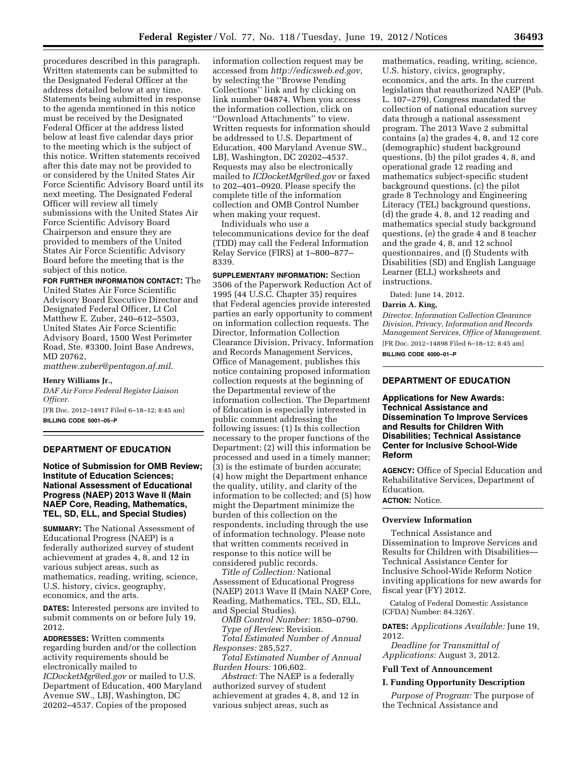procedures described in this paragraph. Written statements can be submitted to the Designated Federal Officer at the address detailed below at any time. Statements being submitted in response to the agenda mentioned in this notice must be received by the Designated Federal Officer at the address listed below at least five calendar days prior to the meeting which is the subject of this notice. Written statements received after this date may not be provided to or considered by the United States Air Force Scientific Advisory Board until its next meeting. The Designated Federal Officer will review all timely submissions with the United States Air Force Scientific Advisory Board Chairperson and ensure they are provided to members of the United States Air Force Scientific Advisory Board before the meeting that is the subject of this notice.

**FOR FURTHER INFORMATION CONTACT:** The United States Air Force Scientific Advisory Board Executive Director and Designated Federal Officer, Lt Col Matthew E. Zuber, 240–612–5503, United States Air Force Scientific Advisory Board, 1500 West Perimeter Road, Ste. #3300, Joint Base Andrews, MD 20762, *matthew.zuber@pentagon.af.mil*.

**Henry Williams Jr.,**

*DAF Air Force Federal Register Liaison Officer.*

[FR Doc. 2012–14917 Filed 6–18–12; 8:45 am]

**BILLING CODE 5001–05–P**

---

## DEPARTMENT OF EDUCATION

### Notice of Submission for OMB Review; Institute of Education Sciences; National Assessment of Educational Progress (NAEP) 2013 Wave II (Main NAEP Core, Reading, Mathematics, TEL, SD, ELL, and Special Studies)

**SUMMARY:** The National Assessment of Educational Progress (NAEP) is a federally authorized survey of student achievement at grades 4, 8, and 12 in various subject areas, such as mathematics, reading, writing, science, U.S. history, civics, geography, economics, and the arts.

**DATES:** Interested persons are invited to submit comments on or before July 19, 2012.

**ADDRESSES:** Written comments regarding burden and/or the collection activity requirements should be electronically mailed to *ICDocketMgr@ed.gov* or mailed to U.S. Department of Education, 400 Maryland Avenue SW., LBJ, Washington, DC 20202–4537. Copies of the proposed information collection request may be accessed from *http://edicsweb.ed.gov,* by selecting the ''Browse Pending Collections'' link and by clicking on link number 04874. When you access the information collection, click on ''Download Attachments'' to view. Written requests for information should be addressed to U.S. Department of Education, 400 Maryland Avenue SW., LBJ, Washington, DC 20202–4537. Requests may also be electronically mailed to *ICDocketMgr@ed.gov* or faxed to 202–401–0920. Please specify the complete title of the information collection and OMB Control Number when making your request.

Individuals who use a telecommunications device for the deaf (TDD) may call the Federal Information Relay Service (FIRS) at 1–800–877–8339.

**SUPPLEMENTARY INFORMATION:** Section 3506 of the Paperwork Reduction Act of 1995 (44 U.S.C. Chapter 35) requires that Federal agencies provide interested parties an early opportunity to comment on information collection requests. The Director, Information Collection Clearance Division, Privacy, Information and Records Management Services, Office of Management, publishes this notice containing proposed information collection requests at the beginning of the Departmental review of the information collection. The Department of Education is especially interested in public comment addressing the following issues: (1) Is this collection necessary to the proper functions of the Department; (2) will this information be processed and used in a timely manner; (3) is the estimate of burden accurate; (4) how might the Department enhance the quality, utility, and clarity of the information to be collected; and (5) how might the Department minimize the burden of this collection on the respondents, including through the use of information technology. Please note that written comments received in response to this notice will be considered public records.

*Title of Collection:* National Assessment of Educational Progress (NAEP) 2013 Wave II (Main NAEP Core, Reading, Mathematics, TEL, SD, ELL, and Special Studies).

*OMB Control Number:* 1850–0790.

*Type of Review:* Revision.

*Total Estimated Number of Annual Responses:* 285,527.

*Total Estimated Number of Annual Burden Hours:* 106,602.

*Abstract:* The NAEP is a federally authorized survey of student achievement at grades 4, 8, and 12 in various subject areas, such as mathematics, reading, writing, science, U.S. history, civics, geography, economics, and the arts. In the current legislation that reauthorized NAEP (Pub. L. 107–279), Congress mandated the collection of national education survey data through a national assessment program. The 2013 Wave 2 submittal contains (a) the grades 4, 8, and 12 core (demographic) student background questions, (b) the pilot grades 4, 8, and operational grade 12 reading and mathematics subject-specific student background questions, (c) the pilot grade 8 Technology and Engineering Literacy (TEL) background questions, (d) the grade 4, 8, and 12 reading and mathematics special study background questions, (e) the grade 4 and 8 teacher and the grade 4, 8, and 12 school questionnaires, and (f) Students with Disabilities (SD) and English Language Learner (ELL) worksheets and instructions.

Dated: June 14, 2012.

**Darrin A. King,**

*Director, Information Collection Clearance Division, Privacy, Information and Records Management Services, Office of Management.*

[FR Doc. 2012–14898 Filed 6–18–12; 8:45 am]

**BILLING CODE 4000–01–P**

---

## DEPARTMENT OF EDUCATION

### Applications for New Awards: Technical Assistance and Dissemination To Improve Services and Results for Children With Disabilities; Technical Assistance Center for Inclusive School-Wide Reform

**AGENCY:** Office of Special Education and Rehabilitative Services, Department of Education.

**ACTION:** Notice.

#### Overview Information

Technical Assistance and Dissemination to Improve Services and Results for Children with Disabilities—Technical Assistance Center for Inclusive School-Wide Reform Notice inviting applications for new awards for fiscal year (FY) 2012.

Catalog of Federal Domestic Assistance (CFDA) Number: 84.326Y.

**DATES:** *Applications Available:* June 19, 2012.

*Deadline for Transmittal of Applications:* August 3, 2012.

#### Full Text of Announcement

#### I. Funding Opportunity Description

*Purpose of Program:* The purpose of the Technical Assistance and